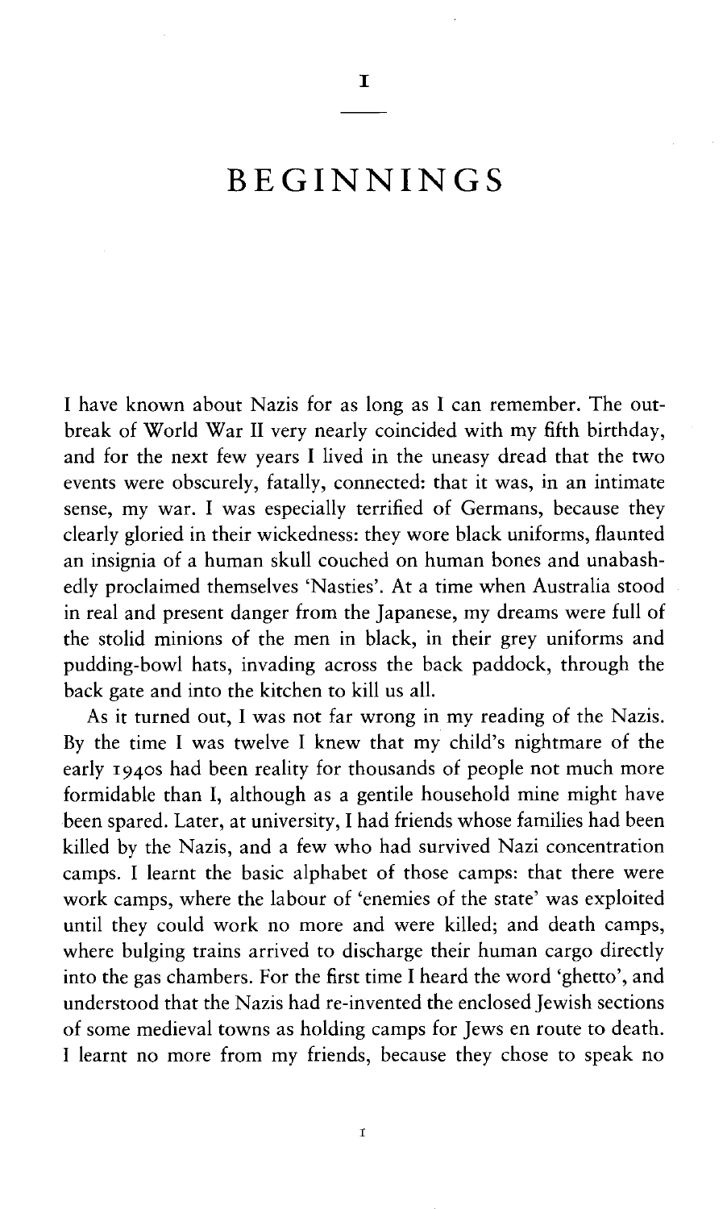# I

# BEGINNINGS

I have known about Nazis for as long as I can remember. The outbreak of World War II very nearly coincided with my fifth birthday, and for the next few years I lived in the uneasy dread that the two events were obscurely, fatally, connected: that it was, in an intimate sense, my war. I was especially terrified of Germans, because they clearly gloried in their wickedness: they wore black uniforms, flaunted an insignia of a human skull couched on human bones and unabashedly proclaimed themselves 'Nasties'. At a time when Australia stood in real and present danger from the Japanese, my dreams were full of the stolid minions of the men in black, in their grey uniforms and pudding-bowl hats, invading across the back paddock, through the back gate and into the kitchen to kill us all.

As it turned out, I was not far wrong in my reading of the Nazis. By the time I was twelve I knew that my child's nightmare of the early 1940s had been reality for thousands of people not much more formidable than I, although as a gentile household mine might have been spared. Later, at university, I had friends whose families had been killed by the Nazis, and a few who had survived Nazi concentration camps. I learnt the basic alphabet of those camps: that there were work camps, where the labour of 'enemies of the state' was exploited until they could work no more and were killed; and death camps, where bulging trains arrived to discharge their human cargo directly into the gas chambers. For the first time I heard the word 'ghetto', and understood that the Nazis had re-invented the enclosed Jewish sections of some medieval towns as holding camps for Jews en route to death. I learnt no more from my friends, because they chose to speak no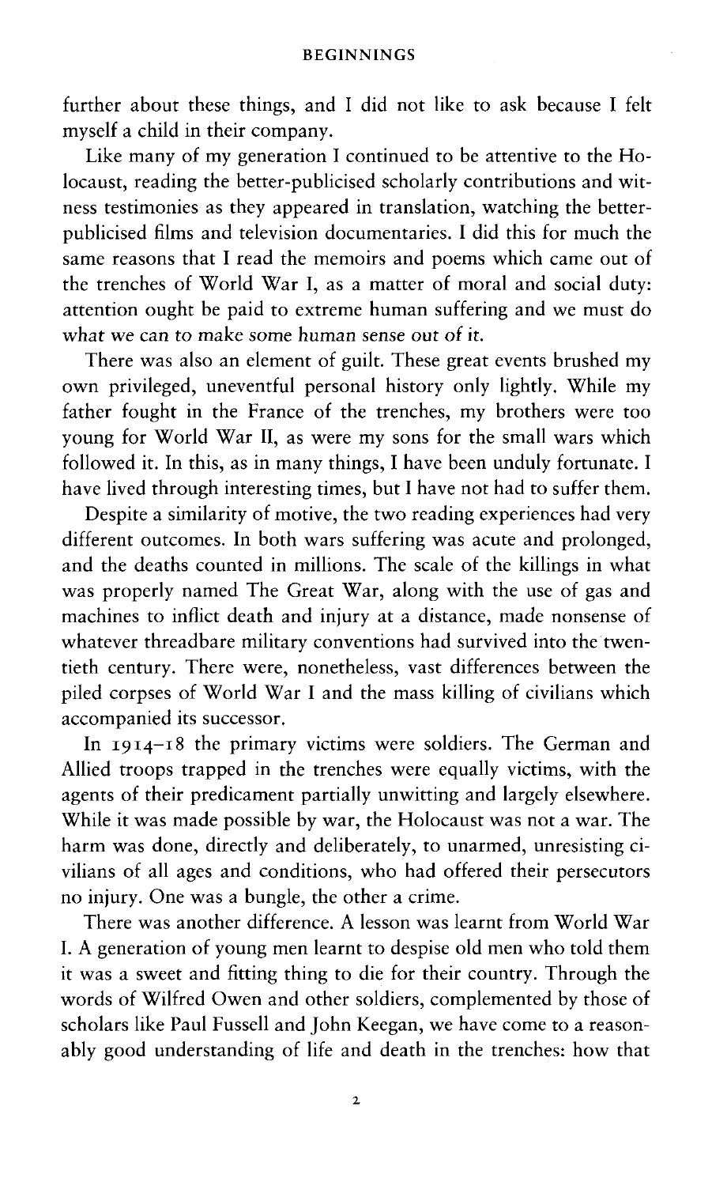further about these things, and I did not like to ask because I felt myself a child in their company.

Like many of my generation I continued to be attentive to the Holocaust, reading the better-publicised scholarly contributions and witness testimonies as they appeared in translation, watching the better-publicised films and television documentaries. I did this for much the same reasons that I read the memoirs and poems which came out of the trenches of World War I, as a matter of moral and social duty: attention ought be paid to extreme human suffering and we must do what we can to make some human sense out of it.

There was also an element of guilt. These great events brushed my own privileged, uneventful personal history only lightly. While my father fought in the France of the trenches, my brothers were too young for World War II, as were my sons for the small wars which followed it. In this, as in many things, I have been unduly fortunate. I have lived through interesting times, but I have not had to suffer them.

Despite a similarity of motive, the two reading experiences had very different outcomes. In both wars suffering was acute and prolonged, and the deaths counted in millions. The scale of the killings in what was properly named The Great War, along with the use of gas and machines to inflict death and injury at a distance, made nonsense of whatever threadbare military conventions had survived into the twentieth century. There were, nonetheless, vast differences between the piled corpses of World War I and the mass killing of civilians which accompanied its successor.

In 1914–18 the primary victims were soldiers. The German and Allied troops trapped in the trenches were equally victims, with the agents of their predicament partially unwitting and largely elsewhere. While it was made possible by war, the Holocaust was not a war. The harm was done, directly and deliberately, to unarmed, unresisting civilians of all ages and conditions, who had offered their persecutors no injury. One was a bungle, the other a crime.

There was another difference. A lesson was learnt from World War I. A generation of young men learnt to despise old men who told them it was a sweet and fitting thing to die for their country. Through the words of Wilfred Owen and other soldiers, complemented by those of scholars like Paul Fussell and John Keegan, we have come to a reasonably good understanding of life and death in the trenches: how that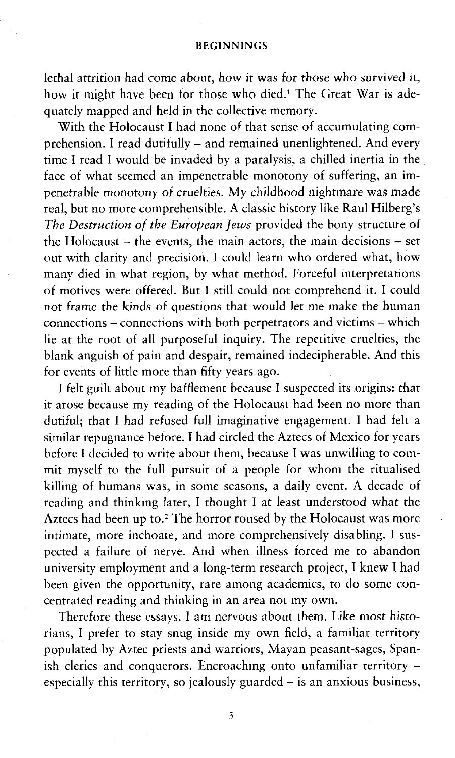lethal attrition had come about, how it was for those who survived it, how it might have been for those who died.[1] The Great War is adequately mapped and held in the collective memory.

With the Holocaust I had none of that sense of accumulating comprehension. I read dutifully – and remained unenlightened. And every time I read I would be invaded by a paralysis, a chilled inertia in the face of what seemed an impenetrable monotony of suffering, an impenetrable monotony of cruelties. My childhood nightmare was made real, but no more comprehensible. A classic history like Raul Hilberg's *The Destruction of the European Jews* provided the bony structure of the Holocaust – the events, the main actors, the main decisions – set out with clarity and precision. I could learn who ordered what, how many died in what region, by what method. Forceful interpretations of motives were offered. But I still could not comprehend it. I could not frame the kinds of questions that would let me make the human connections – connections with both perpetrators and victims – which lie at the root of all purposeful inquiry. The repetitive cruelties, the blank anguish of pain and despair, remained indecipherable. And this for events of little more than fifty years ago.

I felt guilt about my bafflement because I suspected its origins: that it arose because my reading of the Holocaust had been no more than dutiful; that I had refused full imaginative engagement. I had felt a similar repugnance before. I had circled the Aztecs of Mexico for years before I decided to write about them, because I was unwilling to commit myself to the full pursuit of a people for whom the ritualised killing of humans was, in some seasons, a daily event. A decade of reading and thinking later, I thought I at least understood what the Aztecs had been up to.[2] The horror roused by the Holocaust was more intimate, more inchoate, and more comprehensively disabling. I suspected a failure of nerve. And when illness forced me to abandon university employment and a long-term research project, I knew I had been given the opportunity, rare among academics, to do some concentrated reading and thinking in an area not my own.

Therefore these essays. I am nervous about them. Like most historians, I prefer to stay snug inside my own field, a familiar territory populated by Aztec priests and warriors, Mayan peasant-sages, Spanish clerics and conquerors. Encroaching onto unfamiliar territory – especially this territory, so jealously guarded – is an anxious business,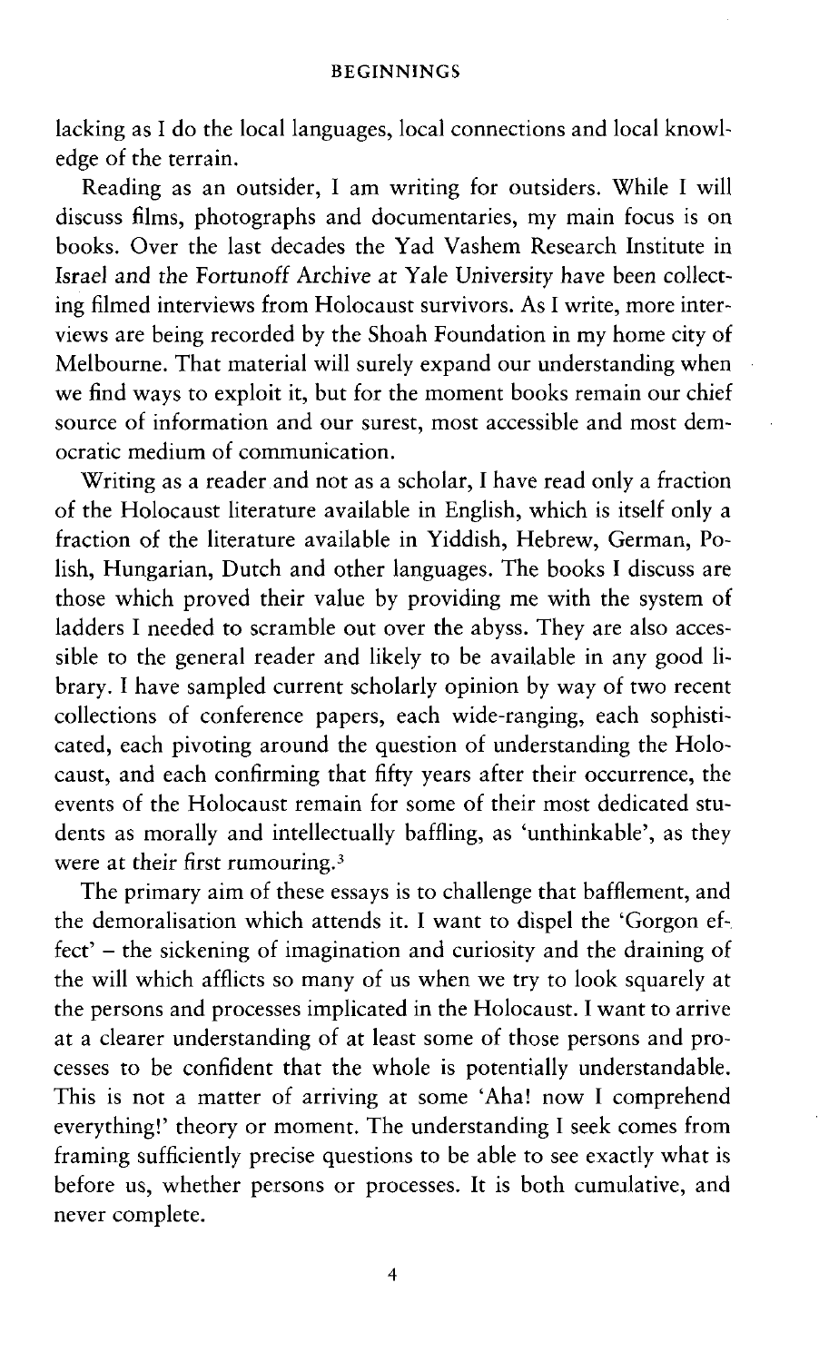lacking as I do the local languages, local connections and local knowledge of the terrain.

Reading as an outsider, I am writing for outsiders. While I will discuss films, photographs and documentaries, my main focus is on books. Over the last decades the Yad Vashem Research Institute in Israel and the Fortunoff Archive at Yale University have been collecting filmed interviews from Holocaust survivors. As I write, more interviews are being recorded by the Shoah Foundation in my home city of Melbourne. That material will surely expand our understanding when we find ways to exploit it, but for the moment books remain our chief source of information and our surest, most accessible and most democratic medium of communication.

Writing as a reader and not as a scholar, I have read only a fraction of the Holocaust literature available in English, which is itself only a fraction of the literature available in Yiddish, Hebrew, German, Polish, Hungarian, Dutch and other languages. The books I discuss are those which proved their value by providing me with the system of ladders I needed to scramble out over the abyss. They are also accessible to the general reader and likely to be available in any good library. I have sampled current scholarly opinion by way of two recent collections of conference papers, each wide-ranging, each sophisticated, each pivoting around the question of understanding the Holocaust, and each confirming that fifty years after their occurrence, the events of the Holocaust remain for some of their most dedicated students as morally and intellectually baffling, as 'unthinkable', as they were at their first rumouring.[3]

The primary aim of these essays is to challenge that bafflement, and the demoralisation which attends it. I want to dispel the 'Gorgon effect' – the sickening of imagination and curiosity and the draining of the will which afflicts so many of us when we try to look squarely at the persons and processes implicated in the Holocaust. I want to arrive at a clearer understanding of at least some of those persons and processes to be confident that the whole is potentially understandable. This is not a matter of arriving at some 'Aha! now I comprehend everything!' theory or moment. The understanding I seek comes from framing sufficiently precise questions to be able to see exactly what is before us, whether persons or processes. It is both cumulative, and never complete.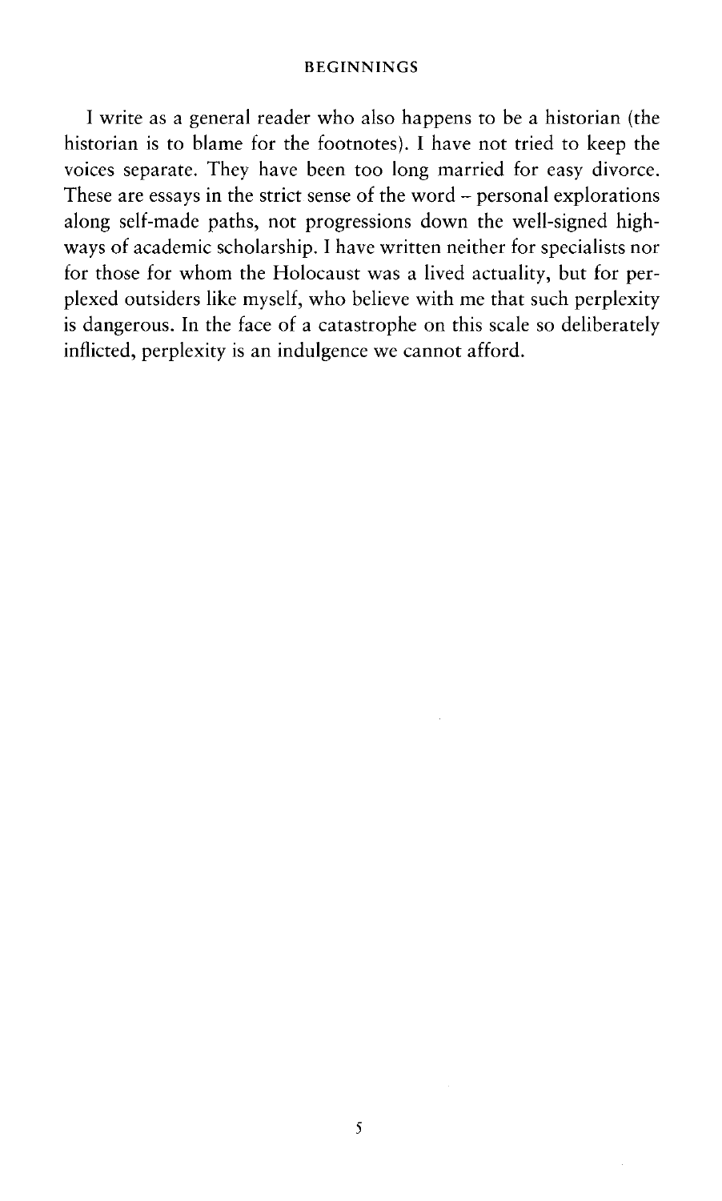I write as a general reader who also happens to be a historian (the historian is to blame for the footnotes). I have not tried to keep the voices separate. They have been too long married for easy divorce. These are essays in the strict sense of the word – personal explorations along self-made paths, not progressions down the well-signed highways of academic scholarship. I have written neither for specialists nor for those for whom the Holocaust was a lived actuality, but for perplexed outsiders like myself, who believe with me that such perplexity is dangerous. In the face of a catastrophe on this scale so deliberately inflicted, perplexity is an indulgence we cannot afford.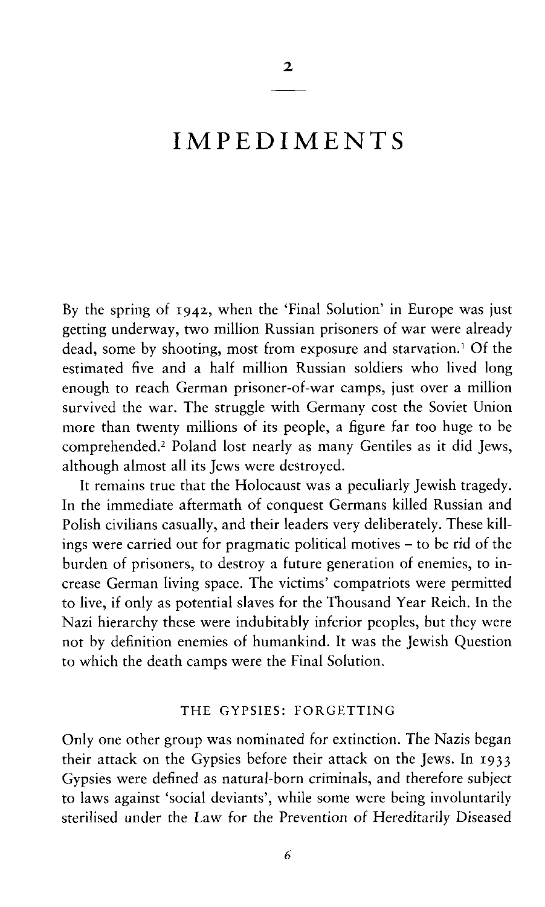# 2

# IMPEDIMENTS

By the spring of 1942, when the 'Final Solution' in Europe was just getting underway, two million Russian prisoners of war were already dead, some by shooting, most from exposure and starvation.[1] Of the estimated five and a half million Russian soldiers who lived long enough to reach German prisoner-of-war camps, just over a million survived the war. The struggle with Germany cost the Soviet Union more than twenty millions of its people, a figure far too huge to be comprehended.[2] Poland lost nearly as many Gentiles as it did Jews, although almost all its Jews were destroyed.

It remains true that the Holocaust was a peculiarly Jewish tragedy. In the immediate aftermath of conquest Germans killed Russian and Polish civilians casually, and their leaders very deliberately. These killings were carried out for pragmatic political motives – to be rid of the burden of prisoners, to destroy a future generation of enemies, to increase German living space. The victims' compatriots were permitted to live, if only as potential slaves for the Thousand Year Reich. In the Nazi hierarchy these were indubitably inferior peoples, but they were not by definition enemies of humankind. It was the Jewish Question to which the death camps were the Final Solution.

## THE GYPSIES: FORGETTING

Only one other group was nominated for extinction. The Nazis began their attack on the Gypsies before their attack on the Jews. In 1933 Gypsies were defined as natural-born criminals, and therefore subject to laws against 'social deviants', while some were being involuntarily sterilised under the Law for the Prevention of Hereditarily Diseased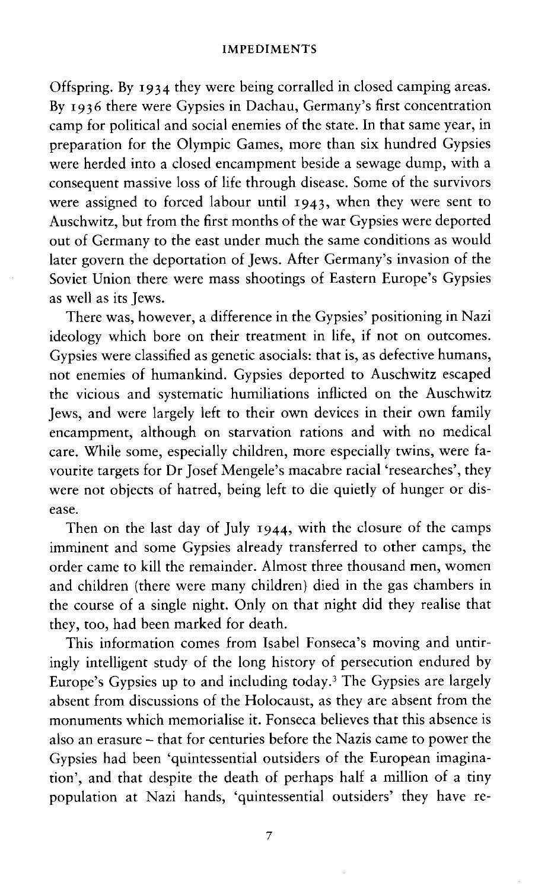Offspring. By 1934 they were being corralled in closed camping areas. By 1936 there were Gypsies in Dachau, Germany's first concentration camp for political and social enemies of the state. In that same year, in preparation for the Olympic Games, more than six hundred Gypsies were herded into a closed encampment beside a sewage dump, with a consequent massive loss of life through disease. Some of the survivors were assigned to forced labour until 1943, when they were sent to Auschwitz, but from the first months of the war Gypsies were deported out of Germany to the east under much the same conditions as would later govern the deportation of Jews. After Germany's invasion of the Soviet Union there were mass shootings of Eastern Europe's Gypsies as well as its Jews.

There was, however, a difference in the Gypsies' positioning in Nazi ideology which bore on their treatment in life, if not on outcomes. Gypsies were classified as genetic asocials: that is, as defective humans, not enemies of humankind. Gypsies deported to Auschwitz escaped the vicious and systematic humiliations inflicted on the Auschwitz Jews, and were largely left to their own devices in their own family encampment, although on starvation rations and with no medical care. While some, especially children, more especially twins, were favourite targets for Dr Josef Mengele's macabre racial 'researches', they were not objects of hatred, being left to die quietly of hunger or disease.

Then on the last day of July 1944, with the closure of the camps imminent and some Gypsies already transferred to other camps, the order came to kill the remainder. Almost three thousand men, women and children (there were many children) died in the gas chambers in the course of a single night. Only on that night did they realise that they, too, had been marked for death.

This information comes from Isabel Fonseca's moving and untiringly intelligent study of the long history of persecution endured by Europe's Gypsies up to and including today.[3] The Gypsies are largely absent from discussions of the Holocaust, as they are absent from the monuments which memorialise it. Fonseca believes that this absence is also an erasure – that for centuries before the Nazis came to power the Gypsies had been 'quintessential outsiders of the European imagination', and that despite the death of perhaps half a million of a tiny population at Nazi hands, 'quintessential outsiders' they have re-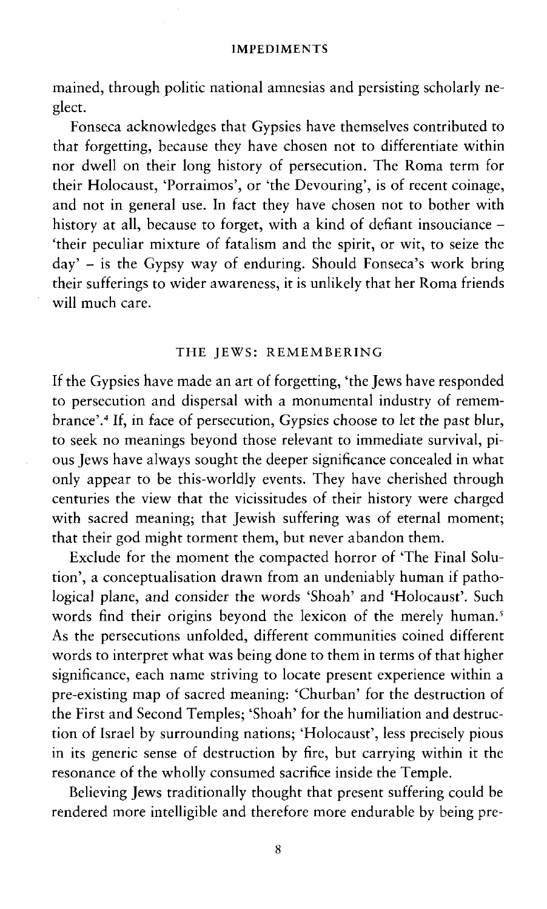mained, through politic national amnesias and persisting scholarly neglect.

Fonseca acknowledges that Gypsies have themselves contributed to that forgetting, because they have chosen not to differentiate within nor dwell on their long history of persecution. The Roma term for their Holocaust, 'Porraimos', or 'the Devouring', is of recent coinage, and not in general use. In fact they have chosen not to bother with history at all, because to forget, with a kind of defiant insouciance – 'their peculiar mixture of fatalism and the spirit, or wit, to seize the day' – is the Gypsy way of enduring. Should Fonseca's work bring their sufferings to wider awareness, it is unlikely that her Roma friends will much care.

## THE JEWS: REMEMBERING

If the Gypsies have made an art of forgetting, 'the Jews have responded to persecution and dispersal with a monumental industry of remembrance'.[4] If, in face of persecution, Gypsies choose to let the past blur, to seek no meanings beyond those relevant to immediate survival, pious Jews have always sought the deeper significance concealed in what only appear to be this-worldly events. They have cherished through centuries the view that the vicissitudes of their history were charged with sacred meaning; that Jewish suffering was of eternal moment; that their god might torment them, but never abandon them.

Exclude for the moment the compacted horror of 'The Final Solution', a conceptualisation drawn from an undeniably human if pathological plane, and consider the words 'Shoah' and 'Holocaust'. Such words find their origins beyond the lexicon of the merely human.[5] As the persecutions unfolded, different communities coined different words to interpret what was being done to them in terms of that higher significance, each name striving to locate present experience within a pre-existing map of sacred meaning: 'Churban' for the destruction of the First and Second Temples; 'Shoah' for the humiliation and destruction of Israel by surrounding nations; 'Holocaust', less precisely pious in its generic sense of destruction by fire, but carrying within it the resonance of the wholly consumed sacrifice inside the Temple.

Believing Jews traditionally thought that present suffering could be rendered more intelligible and therefore more endurable by being pre-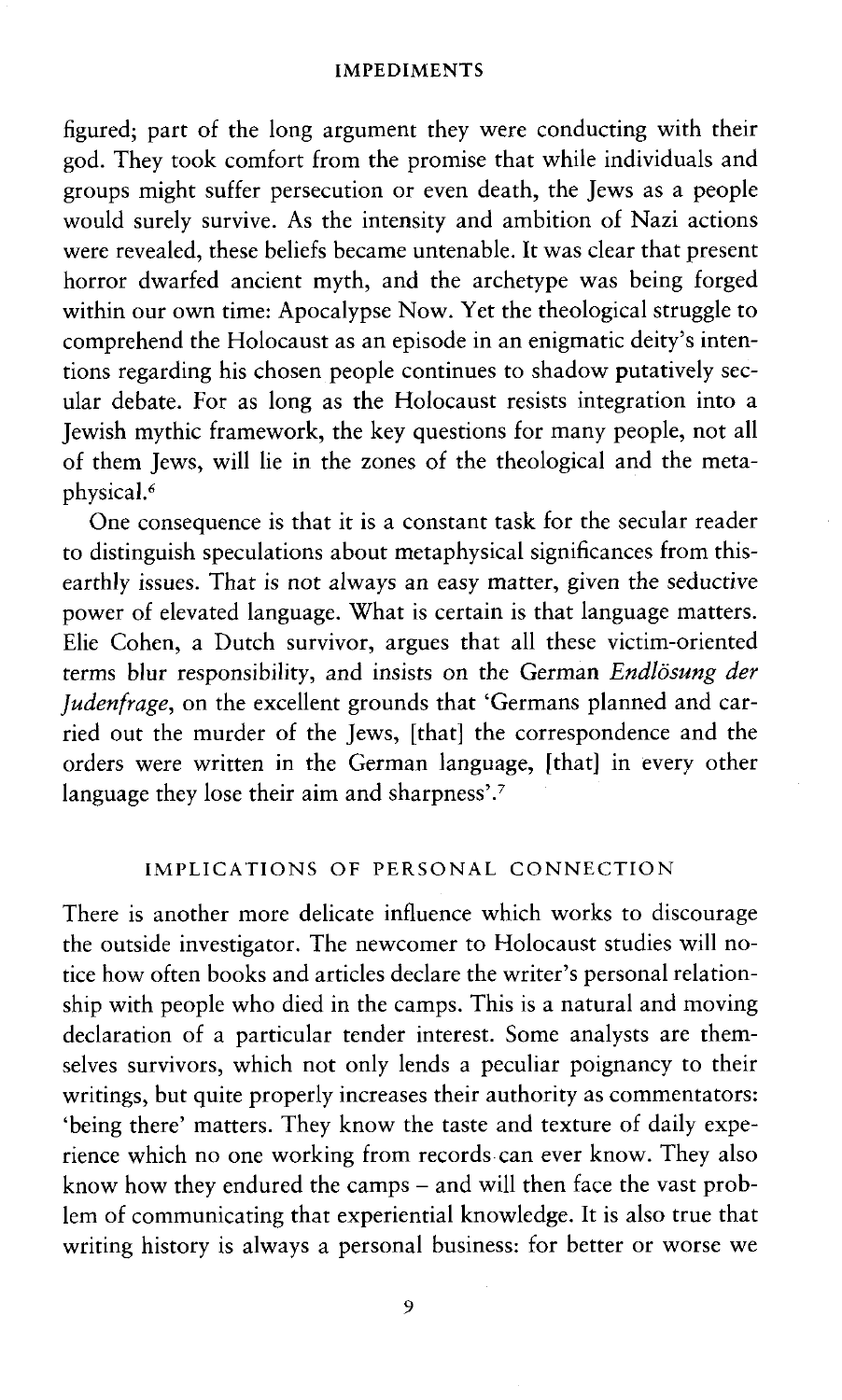figured; part of the long argument they were conducting with their god. They took comfort from the promise that while individuals and groups might suffer persecution or even death, the Jews as a people would surely survive. As the intensity and ambition of Nazi actions were revealed, these beliefs became untenable. It was clear that present horror dwarfed ancient myth, and the archetype was being forged within our own time: Apocalypse Now. Yet the theological struggle to comprehend the Holocaust as an episode in an enigmatic deity's intentions regarding his chosen people continues to shadow putatively secular debate. For as long as the Holocaust resists integration into a Jewish mythic framework, the key questions for many people, not all of them Jews, will lie in the zones of the theological and the metaphysical.[6]

One consequence is that it is a constant task for the secular reader to distinguish speculations about metaphysical significances from this-earthly issues. That is not always an easy matter, given the seductive power of elevated language. What is certain is that language matters. Elie Cohen, a Dutch survivor, argues that all these victim-orientated terms blur responsibility, and insists on the German *Endlösung der Judenfrage*, on the excellent grounds that 'Germans planned and carried out the murder of the Jews, [that] the correspondence and the orders were written in the German language, [that] in every other language they lose their aim and sharpness'.[7]

## IMPLICATIONS OF PERSONAL CONNECTION

There is another more delicate influence which works to discourage the outside investigator. The newcomer to Holocaust studies will notice how often books and articles declare the writer's personal relationship with people who died in the camps. This is a natural and moving declaration of a particular tender interest. Some analysts are themselves survivors, which not only lends a peculiar poignancy to their writings, but quite properly increases their authority as commentators: 'being there' matters. They know the taste and texture of daily experience which no one working from records can ever know. They also know how they endured the camps – and will then face the vast problem of communicating that experiential knowledge. It is also true that writing history is always a personal business: for better or worse we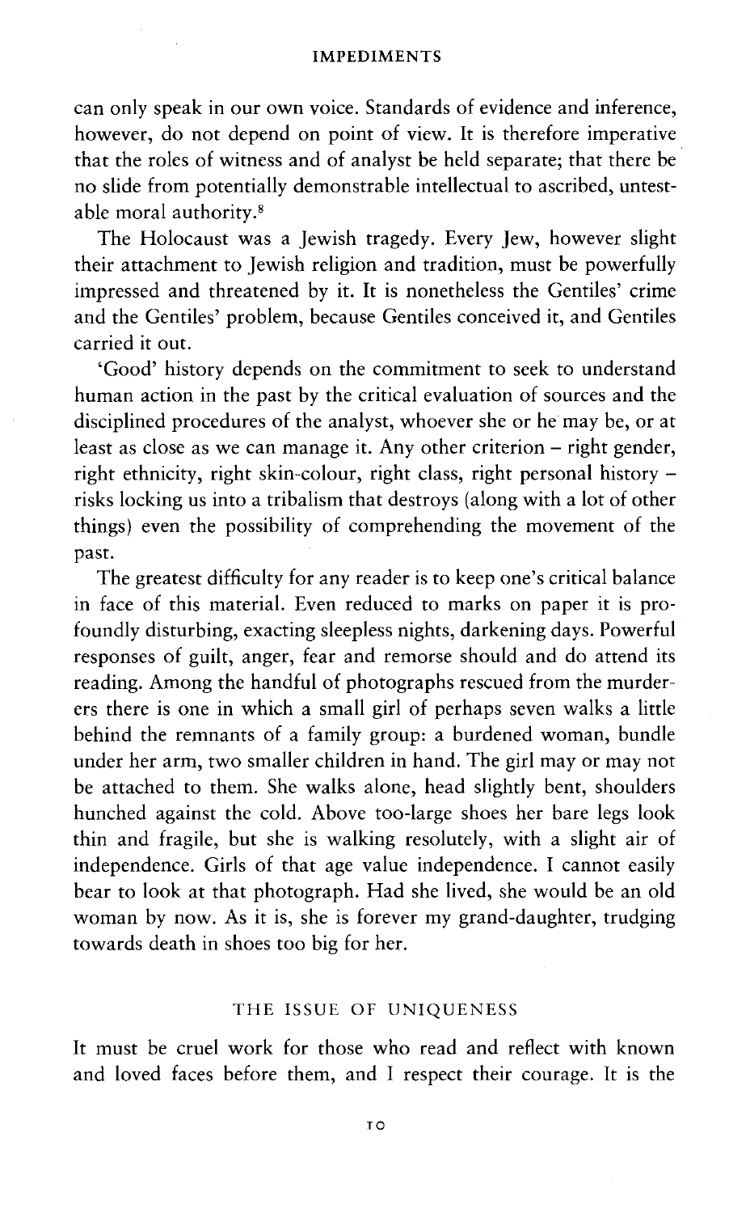can only speak in our own voice. Standards of evidence and inference, however, do not depend on point of view. It is therefore imperative that the roles of witness and of analyst be held separate; that there be no slide from potentially demonstrable intellectual to ascribed, untestable moral authority.[8]

The Holocaust was a Jewish tragedy. Every Jew, however slight their attachment to Jewish religion and tradition, must be powerfully impressed and threatened by it. It is nonetheless the Gentiles' crime and the Gentiles' problem, because Gentiles conceived it, and Gentiles carried it out.

'Good' history depends on the commitment to seek to understand human action in the past by the critical evaluation of sources and the disciplined procedures of the analyst, whoever she or he may be, or at least as close as we can manage it. Any other criterion – right gender, right ethnicity, right skin-colour, right class, right personal history – risks locking us into a tribalism that destroys (along with a lot of other things) even the possibility of comprehending the movement of the past.

The greatest difficulty for any reader is to keep one's critical balance in face of this material. Even reduced to marks on paper it is profoundly disturbing, exacting sleepless nights, darkening days. Powerful responses of guilt, anger, fear and remorse should and do attend its reading. Among the handful of photographs rescued from the murderers there is one in which a small girl of perhaps seven walks a little behind the remnants of a family group: a burdened woman, bundle under her arm, two smaller children in hand. The girl may or may not be attached to them. She walks alone, head slightly bent, shoulders hunched against the cold. Above too-large shoes her bare legs look thin and fragile, but she is walking resolutely, with a slight air of independence. Girls of that age value independence. I cannot easily bear to look at that photograph. Had she lived, she would be an old woman by now. As it is, she is forever my grand-daughter, trudging towards death in shoes too big for her.

## THE ISSUE OF UNIQUENESS

It must be cruel work for those who read and reflect with known and loved faces before them, and I respect their courage. It is the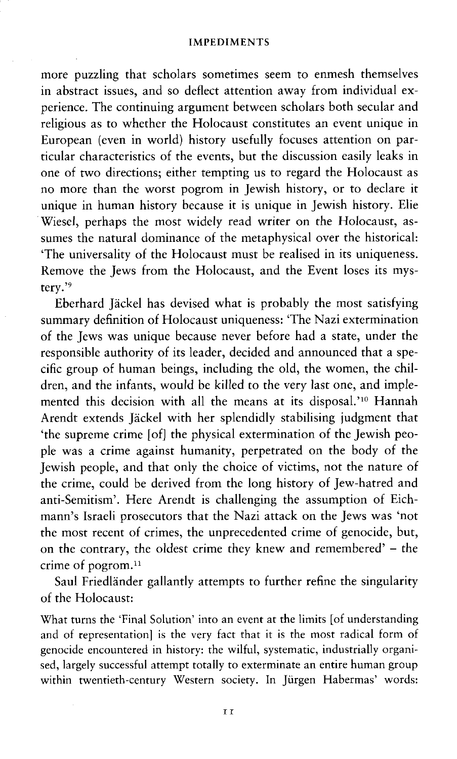more puzzling that scholars sometimes seem to enmesh themselves in abstract issues, and so deflect attention away from individual experience. The continuing argument between scholars both secular and religious as to whether the Holocaust constitutes an event unique in European (even in world) history usefully focuses attention on particular characteristics of the events, but the discussion easily leaks in one of two directions; either tempting us to regard the Holocaust as no more than the worst pogrom in Jewish history, or to declare it unique in human history because it is unique in Jewish history. Elie Wiesel, perhaps the most widely read writer on the Holocaust, assumes the natural dominance of the metaphysical over the historical: 'The universality of the Holocaust must be realised in its uniqueness. Remove the Jews from the Holocaust, and the Event loses its mystery.'[9]

Eberhard Jäckel has devised what is probably the most satisfying summary definition of Holocaust uniqueness: 'The Nazi extermination of the Jews was unique because never before had a state, under the responsible authority of its leader, decided and announced that a specific group of human beings, including the old, the women, the children, and the infants, would be killed to the very last one, and implemented this decision with all the means at its disposal.'[10] Hannah Arendt extends Jäckel with her splendidly stabilising judgment that 'the supreme crime [of] the physical extermination of the Jewish people was a crime against humanity, perpetrated on the body of the Jewish people, and that only the choice of victims, not the nature of the crime, could be derived from the long history of Jew-hatred and anti-Semitism'. Here Arendt is challenging the assumption of Eichmann's Israeli prosecutors that the Nazi attack on the Jews was 'not the most recent of crimes, the unprecedented crime of genocide, but, on the contrary, the oldest crime they knew and remembered' – the crime of pogrom.[11]

Saul Friedländer gallantly attempts to further refine the singularity of the Holocaust:

> What turns the 'Final Solution' into an event at the limits [of understanding and of representation] is the very fact that it is the most radical form of genocide encountered in history: the wilful, systematic, industrially organised, largely successful attempt totally to exterminate an entire human group within twentieth-century Western society. In Jürgen Habermas' words: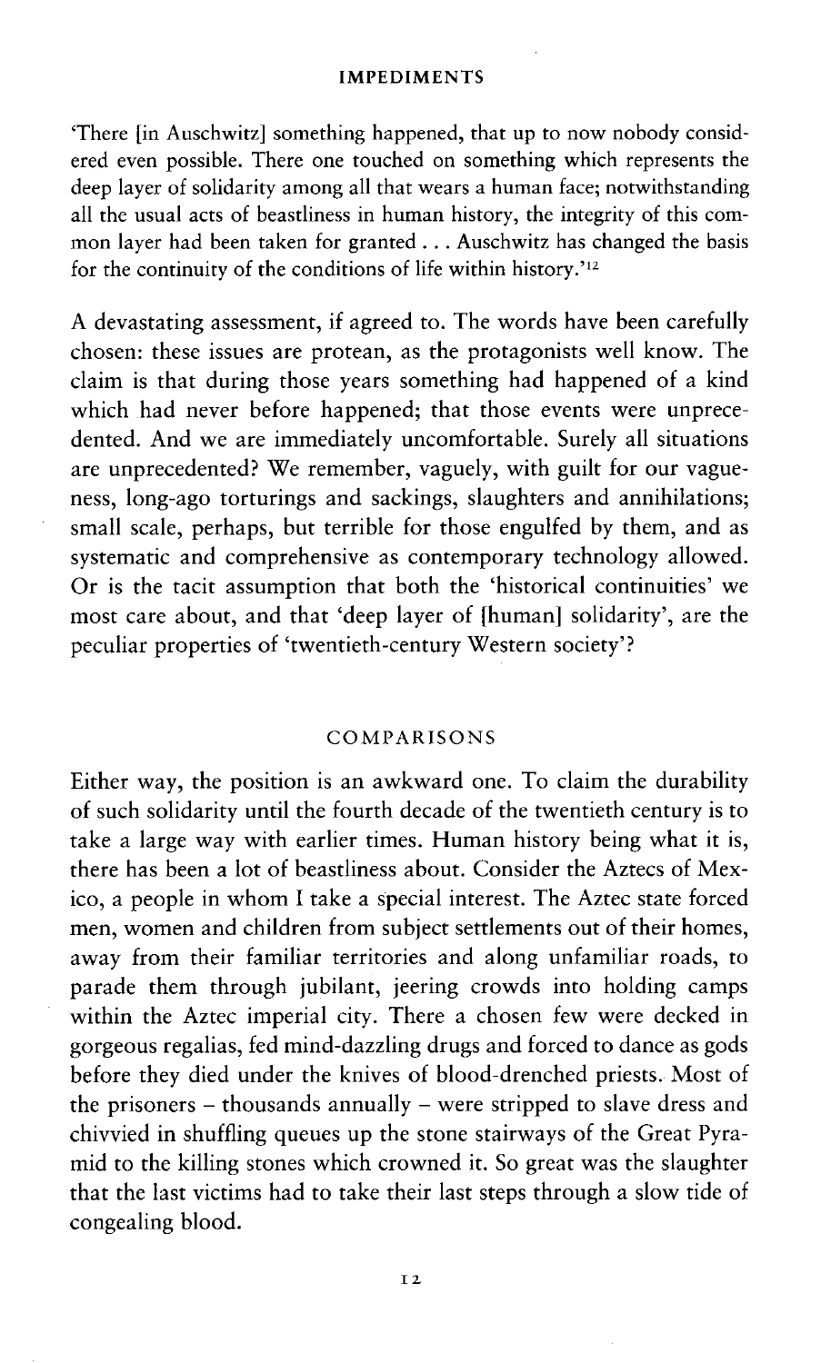'There [in Auschwitz] something happened, that up to now nobody considered even possible. There one touched on something which represents the deep layer of solidarity among all that wears a human face; notwithstanding all the usual acts of beastliness in human history, the integrity of this common layer had been taken for granted . . . Auschwitz has changed the basis for the continuity of the conditions of life within history.'[12]

A devastating assessment, if agreed to. The words have been carefully chosen: these issues are protean, as the protagonists well know. The claim is that during those years something had happened of a kind which had never before happened; that those events were unprecedented. And we are immediately uncomfortable. Surely all situations are unprecedented? We remember, vaguely, with guilt for our vagueness, long-ago torturings and sackings, slaughters and annihilations; small scale, perhaps, but terrible for those engulfed by them, and as systematic and comprehensive as contemporary technology allowed. Or is the tacit assumption that both the 'historical continuities' we most care about, and that 'deep layer of [human] solidarity', are the peculiar properties of 'twentieth-century Western society'?

## COMPARISONS

Either way, the position is an awkward one. To claim the durability of such solidarity until the fourth decade of the twentieth century is to take a large way with earlier times. Human history being what it is, there has been a lot of beastliness about. Consider the Aztecs of Mexico, a people in whom I take a special interest. The Aztec state forced men, women and children from subject settlements out of their homes, away from their familiar territories and along unfamiliar roads, to parade them through jubilant, jeering crowds into holding camps within the Aztec imperial city. There a chosen few were decked in gorgeous regalias, fed mind-dazzling drugs and forced to dance as gods before they died under the knives of blood-drenched priests. Most of the prisoners – thousands annually – were stripped to slave dress and chivvied in shuffling queues up the stone stairways of the Great Pyramid to the killing stones which crowned it. So great was the slaughter that the last victims had to take their last steps through a slow tide of congealing blood.